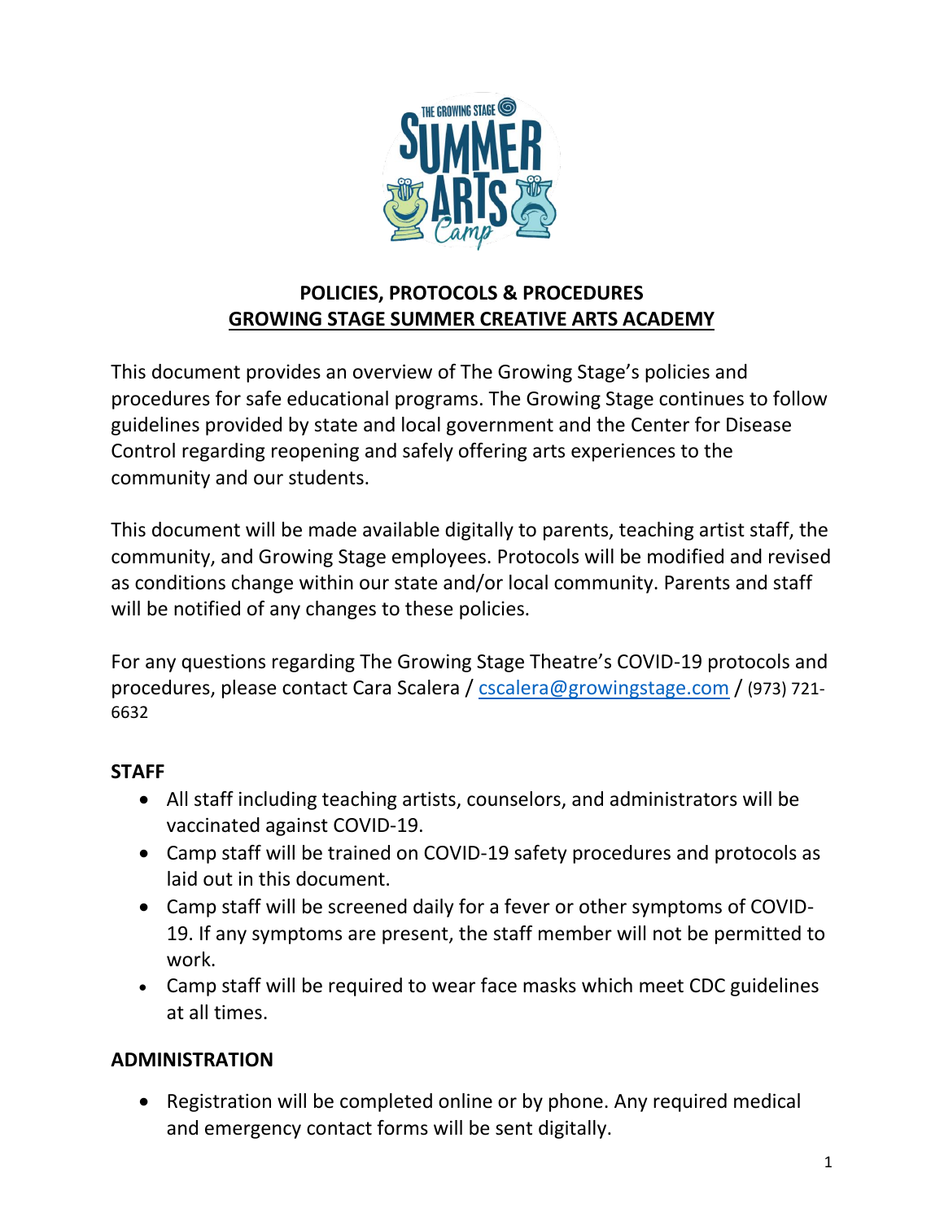**POLICIES, PROTOCOLS & PROCEDURES**
**GROWING STAGE SUMMER CREATIVE ARTS ACADEMY**

This document provides an overview of The Growing Stage's policies and procedures for safe educational programs. The Growing Stage continues to follow guidelines provided by state and local government and the Center for Disease Control regarding reopening and safely offering arts experiences to the community and our students.

This document will be made available digitally to parents, teaching artist staff, the community, and Growing Stage employees. Protocols will be modified and revised as conditions change within our state and/or local community. Parents and staff will be notified of any changes to these policies.

For any questions regarding The Growing Stage Theatre's COVID-19 protocols and procedures, please contact Cara Scalera / cscalera@growingstage.com / (973) 721-6632

## STAFF

- All staff including teaching artists, counselors, and administrators will be vaccinated against COVID-19.
- Camp staff will be trained on COVID-19 safety procedures and protocols as laid out in this document.
- Camp staff will be screened daily for a fever or other symptoms of COVID-19. If any symptoms are present, the staff member will not be permitted to work.
- Camp staff will be required to wear face masks which meet CDC guidelines at all times.

## ADMINISTRATION

- Registration will be completed online or by phone. Any required medical and emergency contact forms will be sent digitally.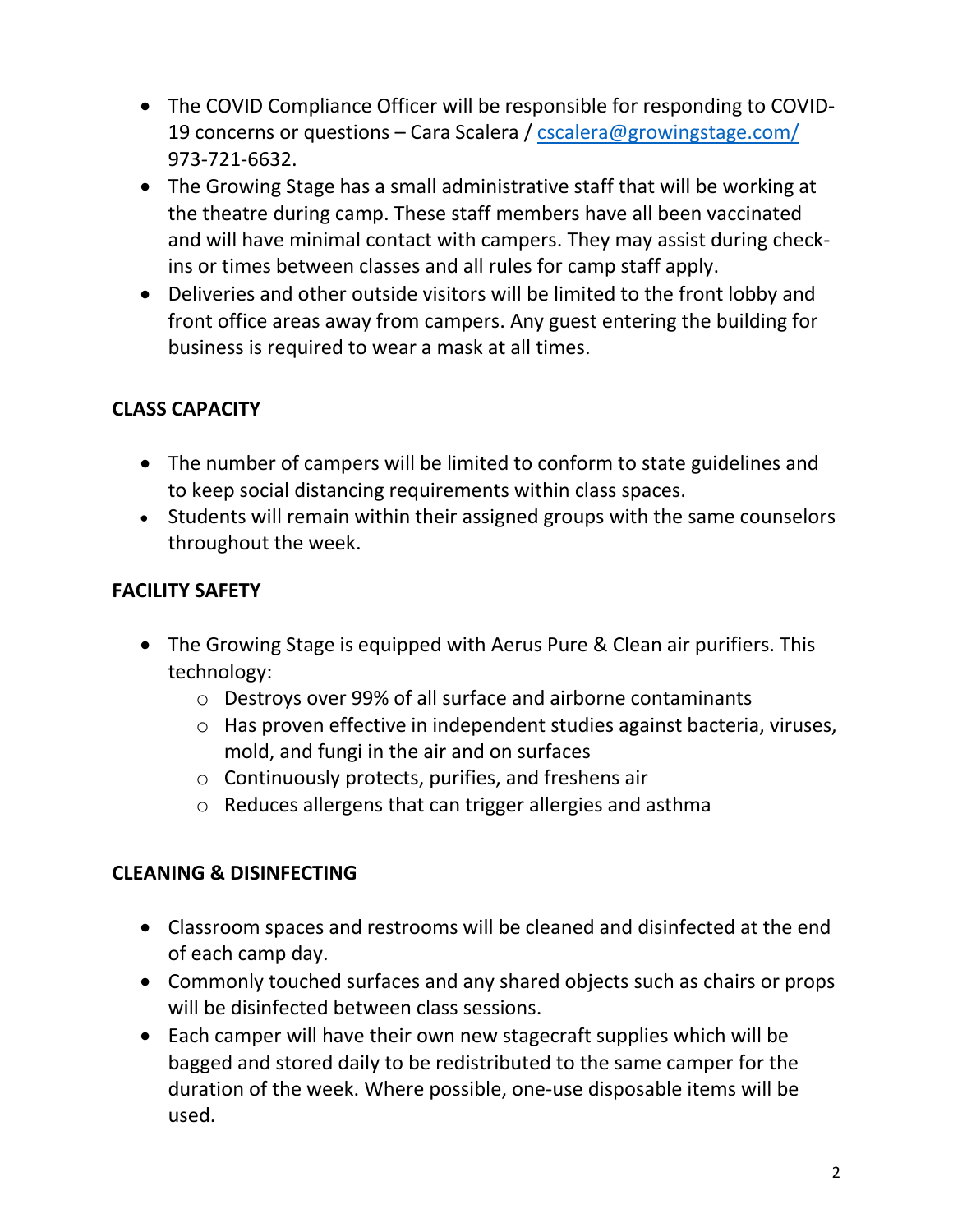- The COVID Compliance Officer will be responsible for responding to COVID-19 concerns or questions – Cara Scalera / cscalera@growingstage.com/ 973-721-6632.
- The Growing Stage has a small administrative staff that will be working at the theatre during camp. These staff members have all been vaccinated and will have minimal contact with campers. They may assist during check-ins or times between classes and all rules for camp staff apply.
- Deliveries and other outside visitors will be limited to the front lobby and front office areas away from campers. Any guest entering the building for business is required to wear a mask at all times.

**CLASS CAPACITY**

- The number of campers will be limited to conform to state guidelines and to keep social distancing requirements within class spaces.
- Students will remain within their assigned groups with the same counselors throughout the week.

**FACILITY SAFETY**

- The Growing Stage is equipped with Aerus Pure & Clean air purifiers. This technology:
  - Destroys over 99% of all surface and airborne contaminants
  - Has proven effective in independent studies against bacteria, viruses, mold, and fungi in the air and on surfaces
  - Continuously protects, purifies, and freshens air
  - Reduces allergens that can trigger allergies and asthma

**CLEANING & DISINFECTING**

- Classroom spaces and restrooms will be cleaned and disinfected at the end of each camp day.
- Commonly touched surfaces and any shared objects such as chairs or props will be disinfected between class sessions.
- Each camper will have their own new stagecraft supplies which will be bagged and stored daily to be redistributed to the same camper for the duration of the week. Where possible, one-use disposable items will be used.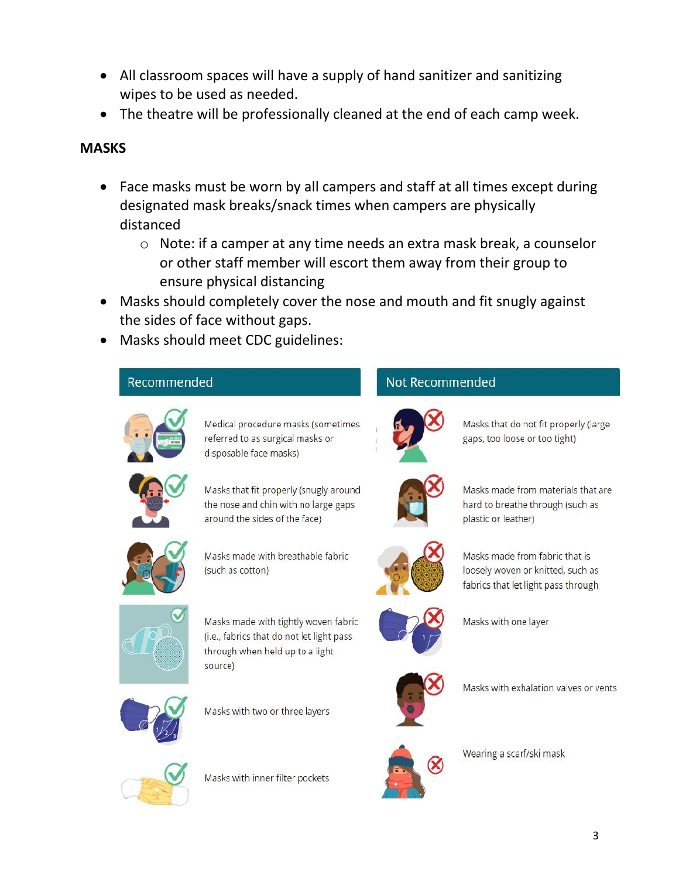- All classroom spaces will have a supply of hand sanitizer and sanitizing wipes to be used as needed.
- The theatre will be professionally cleaned at the end of each camp week.

## MASKS

- Face masks must be worn by all campers and staff at all times except during designated mask breaks/snack times when campers are physically distanced
    - Note: if a camper at any time needs an extra mask break, a counselor or other staff member will escort them away from their group to ensure physical distancing
- Masks should completely cover the nose and mouth and fit snugly against the sides of face without gaps.
- Masks should meet CDC guidelines:

| Recommended | Not Recommended |
| --- | --- |
| Medical procedure masks (sometimes referred to as surgical masks or disposable face masks) | Masks that do not fit properly (large gaps, too loose or too tight) |
| Masks that fit properly (snugly around the nose and chin with no large gaps around the sides of the face) | Masks made from materials that are hard to breathe through (such as plastic or leather) |
| Masks made with breathable fabric (such as cotton) | Masks made from fabric that is loosely woven or knitted, such as fabrics that let light pass through |
| Masks made with tightly woven fabric (i.e., fabrics that do not let light pass through when held up to a light source) | Masks with one layer |
| Masks with two or three layers | Masks with exhalation valves or vents |
| Masks with inner filter pockets | Wearing a scarf/ski mask |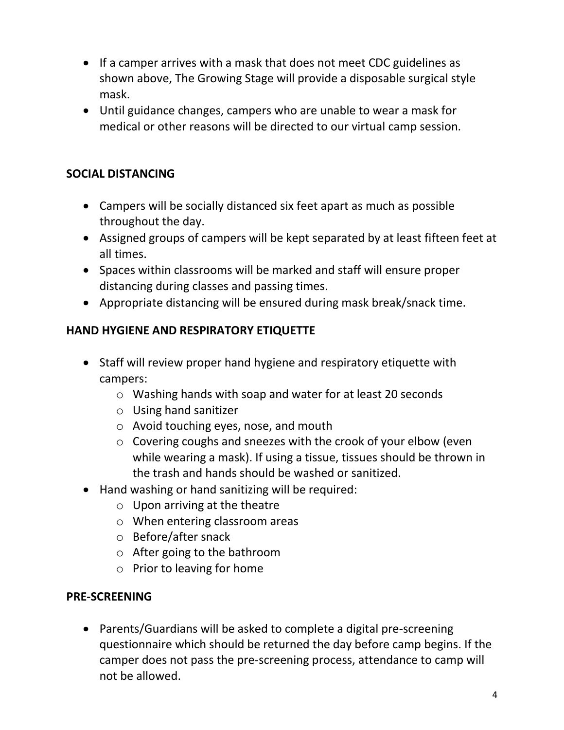- If a camper arrives with a mask that does not meet CDC guidelines as shown above, The Growing Stage will provide a disposable surgical style mask.
- Until guidance changes, campers who are unable to wear a mask for medical or other reasons will be directed to our virtual camp session.

**SOCIAL DISTANCING**

- Campers will be socially distanced six feet apart as much as possible throughout the day.
- Assigned groups of campers will be kept separated by at least fifteen feet at all times.
- Spaces within classrooms will be marked and staff will ensure proper distancing during classes and passing times.
- Appropriate distancing will be ensured during mask break/snack time.

**HAND HYGIENE AND RESPIRATORY ETIQUETTE**

- Staff will review proper hand hygiene and respiratory etiquette with campers:
    - Washing hands with soap and water for at least 20 seconds
    - Using hand sanitizer
    - Avoid touching eyes, nose, and mouth
    - Covering coughs and sneezes with the crook of your elbow (even while wearing a mask). If using a tissue, tissues should be thrown in the trash and hands should be washed or sanitized.
- Hand washing or hand sanitizing will be required:
    - Upon arriving at the theatre
    - When entering classroom areas
    - Before/after snack
    - After going to the bathroom
    - Prior to leaving for home

**PRE-SCREENING**

- Parents/Guardians will be asked to complete a digital pre-screening questionnaire which should be returned the day before camp begins. If the camper does not pass the pre-screening process, attendance to camp will not be allowed.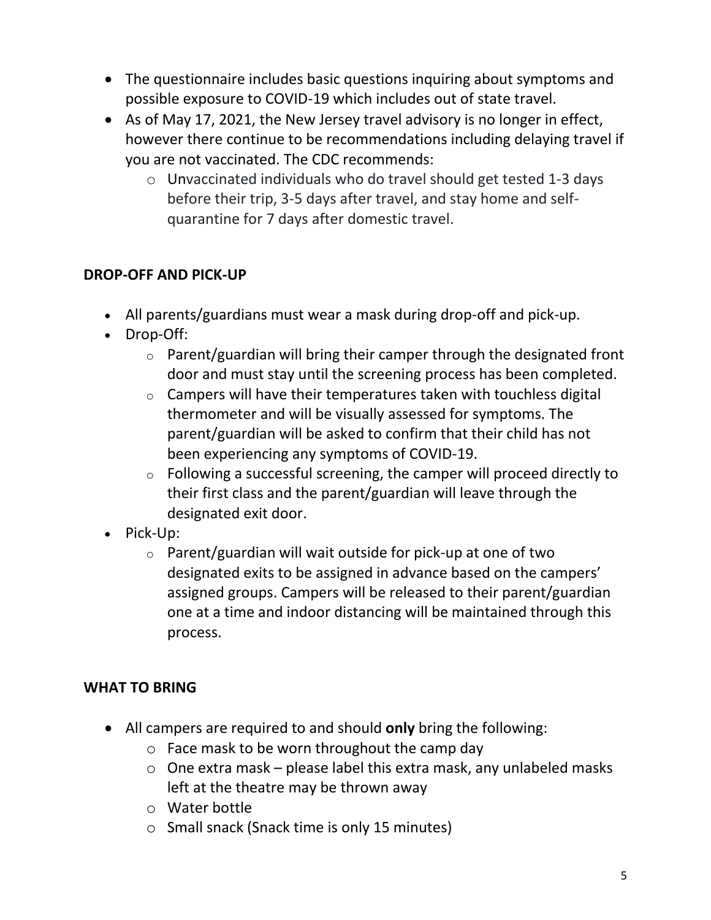- The questionnaire includes basic questions inquiring about symptoms and possible exposure to COVID-19 which includes out of state travel.
- As of May 17, 2021, the New Jersey travel advisory is no longer in effect, however there continue to be recommendations including delaying travel if you are not vaccinated. The CDC recommends:
  - Unvaccinated individuals who do travel should get tested 1-3 days before their trip, 3-5 days after travel, and stay home and self-quarantine for 7 days after domestic travel.

## DROP-OFF AND PICK-UP

- All parents/guardians must wear a mask during drop-off and pick-up.
- Drop-Off:
  - Parent/guardian will bring their camper through the designated front door and must stay until the screening process has been completed.
  - Campers will have their temperatures taken with touchless digital thermometer and will be visually assessed for symptoms. The parent/guardian will be asked to confirm that their child has not been experiencing any symptoms of COVID-19.
  - Following a successful screening, the camper will proceed directly to their first class and the parent/guardian will leave through the designated exit door.
- Pick-Up:
  - Parent/guardian will wait outside for pick-up at one of two designated exits to be assigned in advance based on the campers' assigned groups. Campers will be released to their parent/guardian one at a time and indoor distancing will be maintained through this process.

## WHAT TO BRING

- All campers are required to and should **only** bring the following:
  - Face mask to be worn throughout the camp day
  - One extra mask – please label this extra mask, any unlabeled masks left at the theatre may be thrown away
  - Water bottle
  - Small snack (Snack time is only 15 minutes)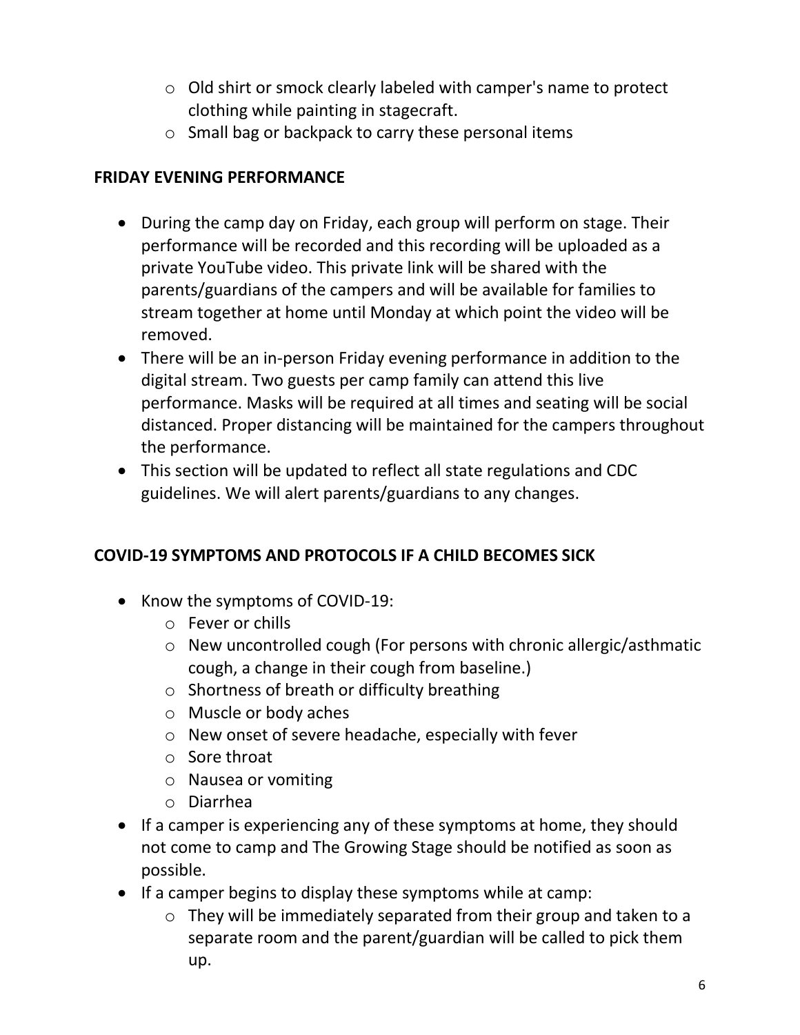- Old shirt or smock clearly labeled with camper's name to protect clothing while painting in stagecraft.
  - Small bag or backpack to carry these personal items

**FRIDAY EVENING PERFORMANCE**

- During the camp day on Friday, each group will perform on stage. Their performance will be recorded and this recording will be uploaded as a private YouTube video. This private link will be shared with the parents/guardians of the campers and will be available for families to stream together at home until Monday at which point the video will be removed.
- There will be an in-person Friday evening performance in addition to the digital stream. Two guests per camp family can attend this live performance. Masks will be required at all times and seating will be social distanced. Proper distancing will be maintained for the campers throughout the performance.
- This section will be updated to reflect all state regulations and CDC guidelines. We will alert parents/guardians to any changes.

**COVID-19 SYMPTOMS AND PROTOCOLS IF A CHILD BECOMES SICK**

- Know the symptoms of COVID-19:
  - Fever or chills
  - New uncontrolled cough (For persons with chronic allergic/asthmatic cough, a change in their cough from baseline.)
  - Shortness of breath or difficulty breathing
  - Muscle or body aches
  - New onset of severe headache, especially with fever
  - Sore throat
  - Nausea or vomiting
  - Diarrhea
- If a camper is experiencing any of these symptoms at home, they should not come to camp and The Growing Stage should be notified as soon as possible.
- If a camper begins to display these symptoms while at camp:
  - They will be immediately separated from their group and taken to a separate room and the parent/guardian will be called to pick them up.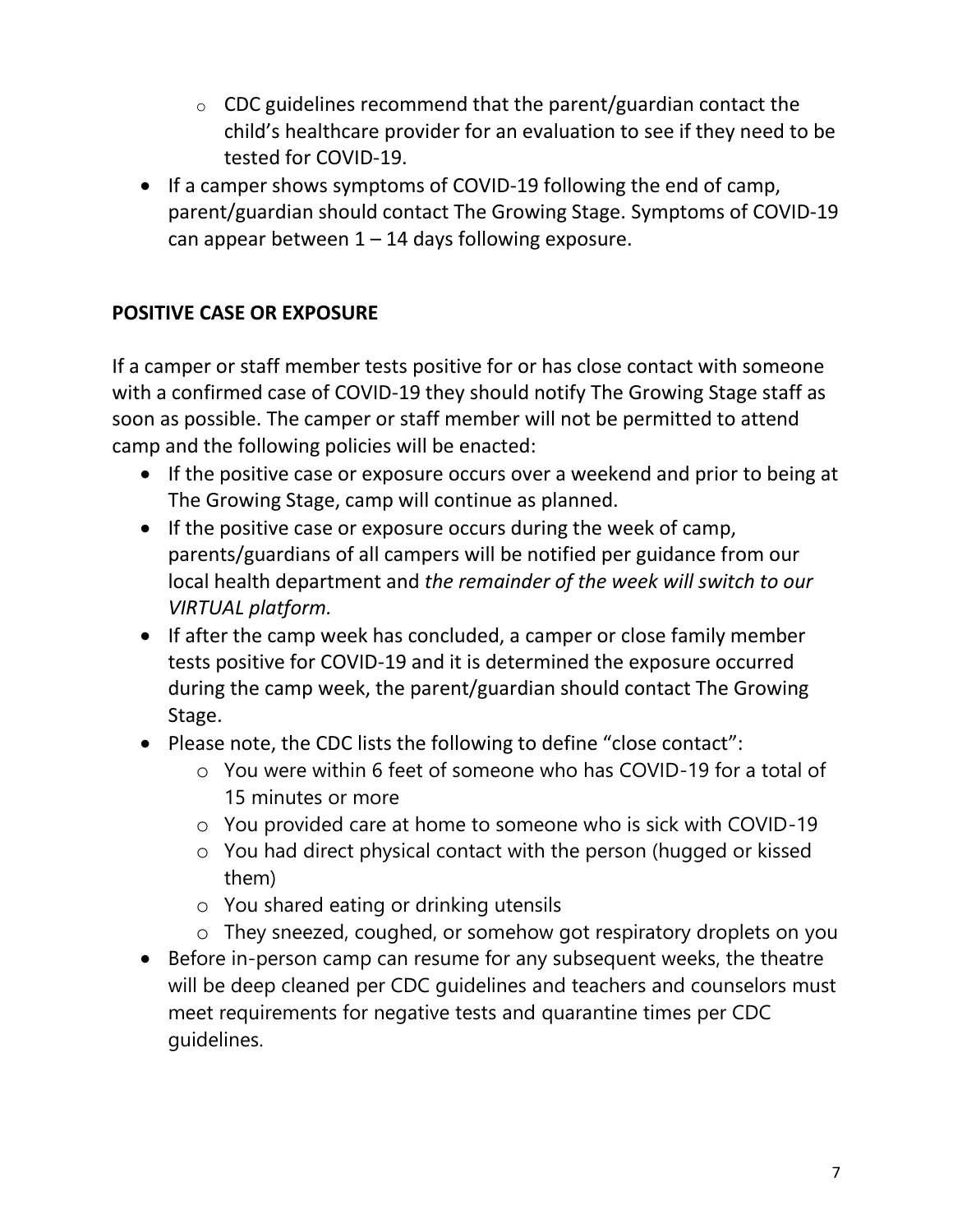- CDC guidelines recommend that the parent/guardian contact the child's healthcare provider for an evaluation to see if they need to be tested for COVID-19.
- If a camper shows symptoms of COVID-19 following the end of camp, parent/guardian should contact The Growing Stage. Symptoms of COVID-19 can appear between 1 – 14 days following exposure.

## POSITIVE CASE OR EXPOSURE

If a camper or staff member tests positive for or has close contact with someone with a confirmed case of COVID-19 they should notify The Growing Stage staff as soon as possible. The camper or staff member will not be permitted to attend camp and the following policies will be enacted:

- If the positive case or exposure occurs over a weekend and prior to being at The Growing Stage, camp will continue as planned.
- If the positive case or exposure occurs during the week of camp, parents/guardians of all campers will be notified per guidance from our local health department and *the remainder of the week will switch to our VIRTUAL platform.*
- If after the camp week has concluded, a camper or close family member tests positive for COVID-19 and it is determined the exposure occurred during the camp week, the parent/guardian should contact The Growing Stage.
- Please note, the CDC lists the following to define "close contact":
    - You were within 6 feet of someone who has COVID-19 for a total of 15 minutes or more
    - You provided care at home to someone who is sick with COVID-19
    - You had direct physical contact with the person (hugged or kissed them)
    - You shared eating or drinking utensils
    - They sneezed, coughed, or somehow got respiratory droplets on you
- Before in-person camp can resume for any subsequent weeks, the theatre will be deep cleaned per CDC guidelines and teachers and counselors must meet requirements for negative tests and quarantine times per CDC guidelines.